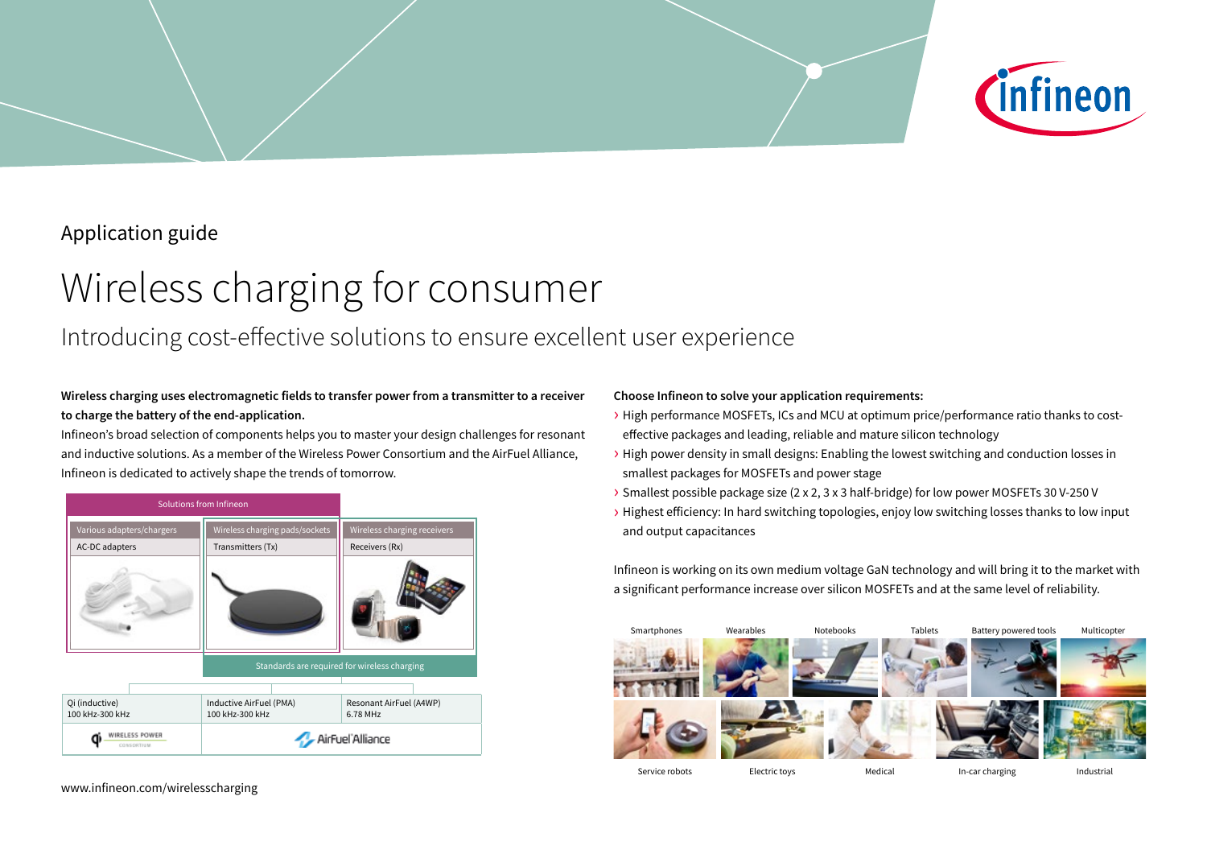Application guide

# Wireless charging for consumer

## Introducing cost-effective solutions to ensure excellent user experience

**Wireless charging uses electromagnetic fields to transfer power from a transmitter to a receiver to charge the battery of the end-application.**

Infineon's broad selection of components helps you to master your design challenges for resonant and inductive solutions. As a member of the Wireless Power Consortium and the AirFuel Alliance, Infineon is dedicated to actively shape the trends of tomorrow.

Solutions from Infineon

| Various adapters/chargers | Wireless charging pads/sockets | Wireless charging receivers |
|---|---|---|
| AC-DC adapters | Transmitters (Tx) | Receivers (Rx) |

Standards are required for wireless charging

| Qi (inductive) 100 kHz-300 kHz | Inductive AirFuel (PMA) 100 kHz-300 kHz | Resonant AirFuel (A4WP) 6.78 MHz |
|---|---|---|
| Wireless Power Consortium | AirFuel Alliance | |

**Choose Infineon to solve your application requirements:**

- High performance MOSFETs, ICs and MCU at optimum price/performance ratio thanks to cost-effective packages and leading, reliable and mature silicon technology
- High power density in small designs: Enabling the lowest switching and conduction losses in smallest packages for MOSFETs and power stage
- Smallest possible package size (2 x 2, 3 x 3 half-bridge) for low power MOSFETs 30 V-250 V
- Highest efficiency: In hard switching topologies, enjoy low switching losses thanks to low input and output capacitances

Infineon is working on its own medium voltage GaN technology and will bring it to the market with a significant performance increase over silicon MOSFETs and at the same level of reliability.

Smartphones | Wearables | Notebooks | Tablets | Battery powered tools | Multicopter

Service robots | Electric toys | Medical | In-car charging | Industrial

www.infineon.com/wirelesscharging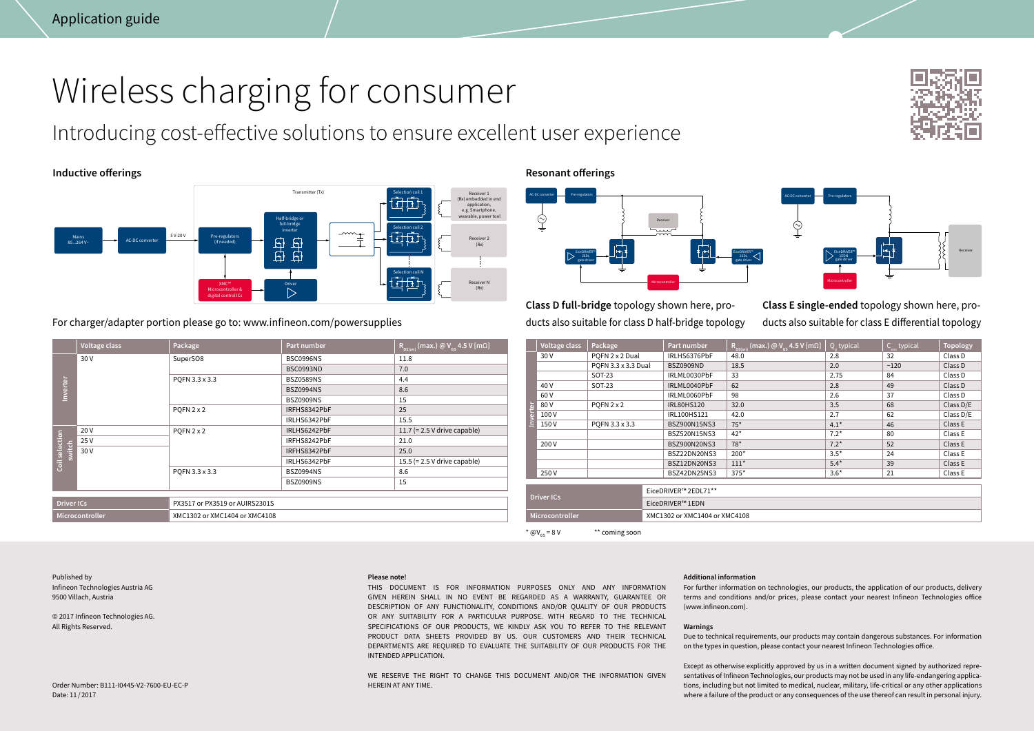# Wireless charging for consumer

## Introducing cost-effective solutions to ensure excellent user experience

### Inductive offerings

Transmitter (Tx)

Mains 85...264 V~

AC-DC converter

5 V-20 V

Pre-regulators (if needed)

Half-bridge or full-bridge inverter

XMC™ Microcontroller & digital control ICs

Driver

Selection coil 1

Selection coil 2

Selection coil N

Receiver 1 (Rx) embedded in end application, e.g. Smartphone, wearable, power tool

Receiver 2 (Rx)

Receiver N (Rx)

For charger/adapter portion please go to: www.infineon.com/powersupplies

| | Voltage class | Package | Part number | $R_{DS(on)}$ (max.) @ $V_{GS}$ 4.5 V [mΩ] |
|---|---|---|---|---|
| Inverter | 30 V | SuperSO8 | BSC0996NS | 11.8 |
| | | | BSC0993ND | 7.0 |
| | | PQFN 3.3 x 3.3 | BSZ0589NS | 4.4 |
| | | | BSZ0994NS | 8.6 |
| | | | BSZ0909NS | 15 |
| | | PQFN 2 x 2 | IRFHS8342PbF | 25 |
| | | | IRLHS6342PbF | 15.5 |
| Coil selection switch | 20 V | PQFN 2 x 2 | IRLHS6242PbF | 11.7 (= 2.5 V drive capable) |
| | 25 V | | IRFHS8242PbF | 21.0 |
| | 30 V | | IRFHS8342PbF | 25.0 |
| | | | IRLHS6342PbF | 15.5 (= 2.5 V drive capable) |
| | | PQFN 3.3 x 3.3 | BSZ0994NS | 8.6 |
| | | | BSZ0909NS | 15 |
| Driver ICs | PX3517 or PX3519 or AUIRS2301S | | | |
| Microcontroller | XMC1302 or XMC1404 or XMC4108 | | | |

### Resonant offerings

AC-DC converter

Pre-regulators

Receiver

EiceDRIVER™ 2EDL gate driver

Microcontroller

**Class D full-bridge** topology shown here, products also suitable for class D half-bridge topology

AC-DC converter

Pre-regulators

EiceDRIVER™ 1EDN gate driver

Receiver

Microcontroller

**Class E single-ended** topology shown here, products also suitable for class E differential topology

| | Voltage class | Package | Part number | $R_{DS(on)}$ (max.) @ $V_{GS}$ 4.5 V [mΩ] | $Q_G$ typical | $C_{oss}$ typical | Topology |
|---|---|---|---|---|---|---|---|
| Inverter | 30 V | PQFN 2 x 2 Dual | IRLHS6376PbF | 48.0 | 2.8 | 32 | Class D |
| | | PQFN 3.3 x 3.3 Dual | BSZ0909ND | 18.5 | 2.0 | ~120 | Class D |
| | | SOT-23 | IRLML0030PbF | 33 | 2.75 | 84 | Class D |
| | 40 V | SOT-23 | IRLML0040PbF | 62 | 2.8 | 49 | Class D |
| | 60 V | | IRLML0060PbF | 98 | 2.6 | 37 | Class D |
| | 80 V | PQFN 2 x 2 | IRL80HS120 | 32.0 | 3.5 | 68 | Class D/E |
| | 100 V | | IRL100HS121 | 42.0 | 2.7 | 62 | Class D/E |
| | 150 V | PQFN 3.3 x 3.3 | BSZ900N15NS3 | 75* | 4.1* | 46 | Class E |
| | | | BSZ520N15NS3 | 42* | 7.2* | 80 | Class E |
| | 200 V | | BSZ900N20NS3 | 78* | 7.2* | 52 | Class E |
| | | | BSZ22DN20NS3 | 200* | 3.5* | 24 | Class E |
| | | | BSZ12DN20NS3 | 111* | 5.4* | 39 | Class E |
| | 250 V | | BSZ42DN25NS3 | 375* | 3.6* | 21 | Class E |
| Driver ICs | EiceDRIVER™ 2EDL71** | | | | | | |
| | EiceDRIVER™ 1EDN | | | | | | |
| Microcontroller | XMC1302 or XMC1404 or XMC4108 | | | | | | |

\* @$V_{GS}$ = 8 V ** coming soon

Published by
Infineon Technologies Austria AG
9500 Villach, Austria

© 2017 Infineon Technologies AG.
All Rights Reserved.

Order Number: B111-I0445-V2-7600-EU-EC-P
Date: 11 / 2017

**Please note!**

THIS DOCUMENT IS FOR INFORMATION PURPOSES ONLY AND ANY INFORMATION GIVEN HEREIN SHALL IN NO EVENT BE REGARDED AS A WARRANTY, GUARANTEE OR DESCRIPTION OF ANY FUNCTIONALITY, CONDITIONS AND/OR QUALITY OF OUR PRODUCTS OR ANY SUITABILITY FOR A PARTICULAR PURPOSE. WITH REGARD TO THE TECHNICAL SPECIFICATIONS OF OUR PRODUCTS, WE KINDLY ASK YOU TO REFER TO THE RELEVANT PRODUCT DATA SHEETS PROVIDED BY US. OUR CUSTOMERS AND THEIR TECHNICAL DEPARTMENTS ARE REQUIRED TO EVALUATE THE SUITABILITY OF OUR PRODUCTS FOR THE INTENDED APPLICATION.

WE RESERVE THE RIGHT TO CHANGE THIS DOCUMENT AND/OR THE INFORMATION GIVEN HEREIN AT ANY TIME.

**Additional information**

For further information on technologies, our products, the application of our products, delivery terms and conditions and/or prices, please contact your nearest Infineon Technologies office (www.infineon.com).

**Warnings**

Due to technical requirements, our products may contain dangerous substances. For information on the types in question, please contact your nearest Infineon Technologies office.

Except as otherwise explicitly approved by us in a written document signed by authorized representatives of Infineon Technologies, our products may not be used in any life-endangering applications, including but not limited to medical, nuclear, military, life-critical or any other applications where a failure of the product or any consequences of the use thereof can result in personal injury.